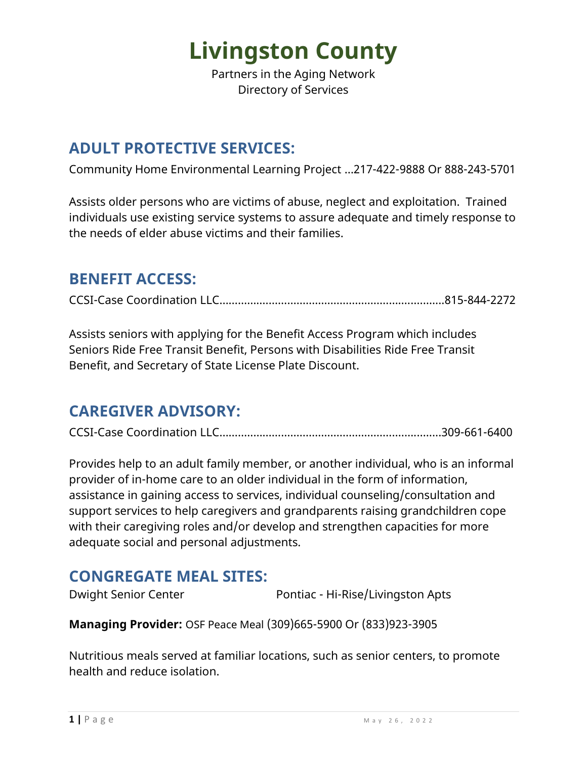# Livingston County

Partners in the Aging Network
Directory of Services

## ADULT PROTECTIVE SERVICES:

Community Home Environmental Learning Project …217-422-9888 Or 888-243-5701

Assists older persons who are victims of abuse, neglect and exploitation. Trained individuals use existing service systems to assure adequate and timely response to the needs of elder abuse victims and their families.

## BENEFIT ACCESS:

CCSI-Case Coordination LLC……………………………………………………………815-844-2272

Assists seniors with applying for the Benefit Access Program which includes Seniors Ride Free Transit Benefit, Persons with Disabilities Ride Free Transit Benefit, and Secretary of State License Plate Discount.

## CAREGIVER ADVISORY:

CCSI-Case Coordination LLC……………………………………………………………309-661-6400

Provides help to an adult family member, or another individual, who is an informal provider of in-home care to an older individual in the form of information, assistance in gaining access to services, individual counseling/consultation and support services to help caregivers and grandparents raising grandchildren cope with their caregiving roles and/or develop and strengthen capacities for more adequate social and personal adjustments.

## CONGREGATE MEAL SITES:

Dwight Senior Center
Pontiac - Hi-Rise/Livingston Apts

**Managing Provider:** OSF Peace Meal (309)665-5900 Or (833)923-3905

Nutritious meals served at familiar locations, such as senior centers, to promote health and reduce isolation.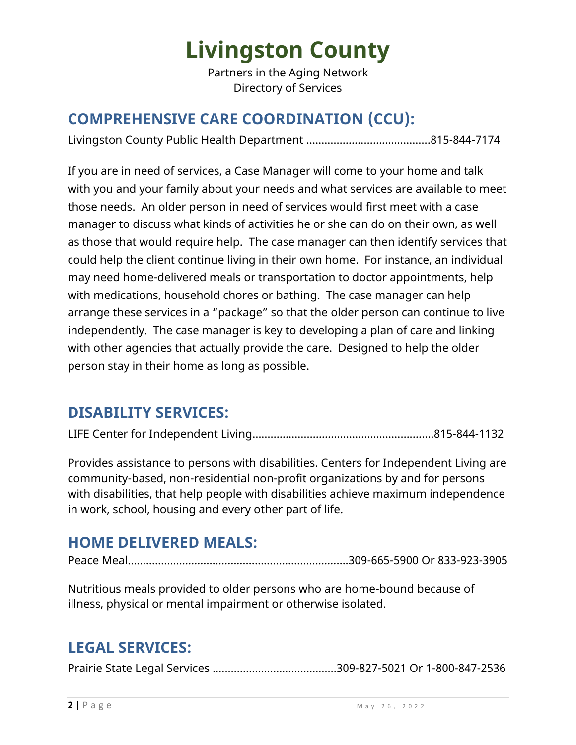# Livingston County

Partners in the Aging Network
Directory of Services

## COMPREHENSIVE CARE COORDINATION (CCU):

Livingston County Public Health Department ........................................815-844-7174

If you are in need of services, a Case Manager will come to your home and talk with you and your family about your needs and what services are available to meet those needs. An older person in need of services would first meet with a case manager to discuss what kinds of activities he or she can do on their own, as well as those that would require help. The case manager can then identify services that could help the client continue living in their own home. For instance, an individual may need home-delivered meals or transportation to doctor appointments, help with medications, household chores or bathing. The case manager can help arrange these services in a "package" so that the older person can continue to live independently. The case manager is key to developing a plan of care and linking with other agencies that actually provide the care. Designed to help the older person stay in their home as long as possible.

## DISABILITY SERVICES:

LIFE Center for Independent Living..........................................................815-844-1132

Provides assistance to persons with disabilities. Centers for Independent Living are community-based, non-residential non-profit organizations by and for persons with disabilities, that help people with disabilities achieve maximum independence in work, school, housing and every other part of life.

## HOME DELIVERED MEALS:

Peace Meal........................................................................309-665-5900 Or 833-923-3905

Nutritious meals provided to older persons who are home-bound because of illness, physical or mental impairment or otherwise isolated.

## LEGAL SERVICES:

Prairie State Legal Services ........................................309-827-5021 Or 1-800-847-2536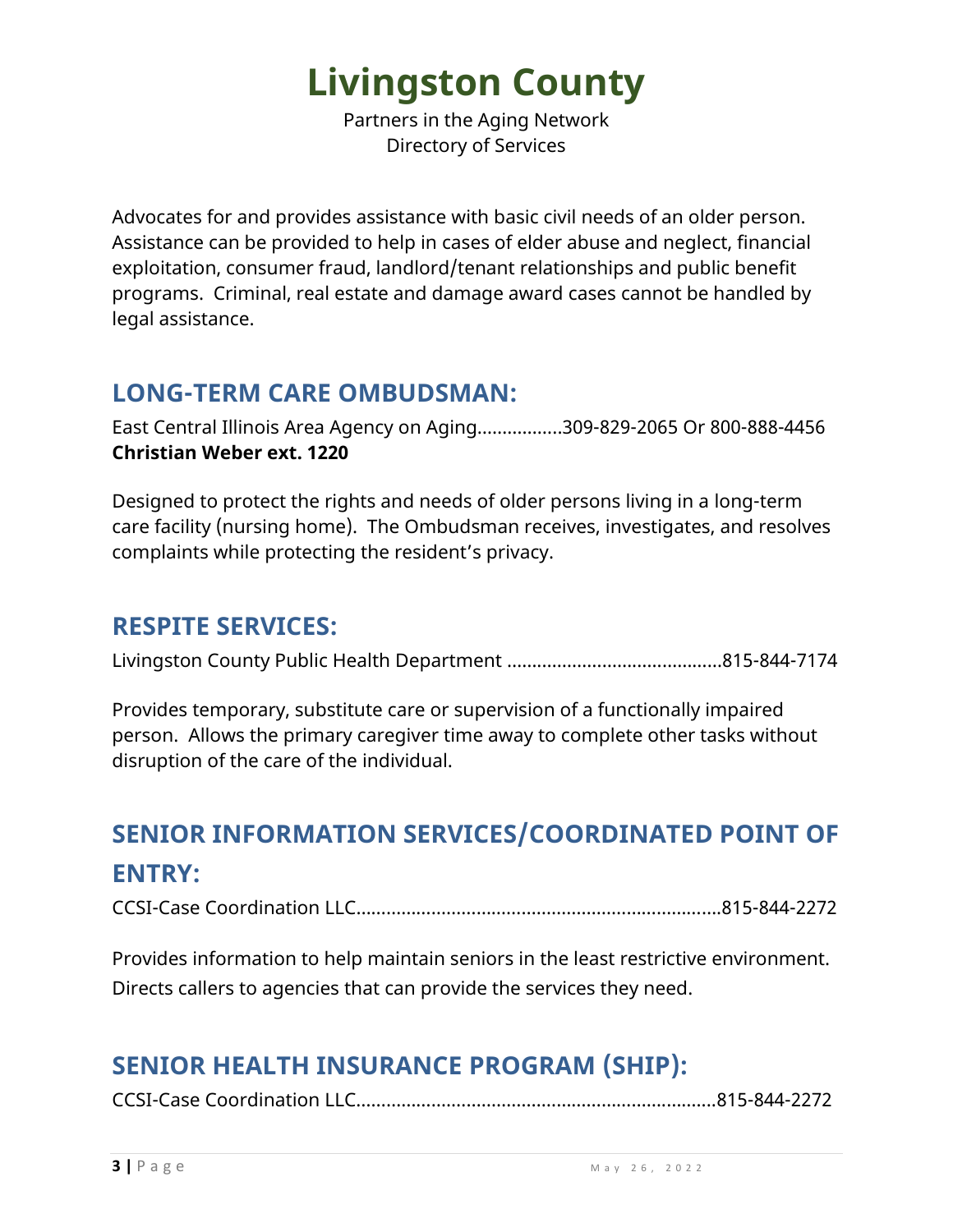# Livingston County

Partners in the Aging Network
Directory of Services

Advocates for and provides assistance with basic civil needs of an older person. Assistance can be provided to help in cases of elder abuse and neglect, financial exploitation, consumer fraud, landlord/tenant relationships and public benefit programs. Criminal, real estate and damage award cases cannot be handled by legal assistance.

## LONG-TERM CARE OMBUDSMAN:

East Central Illinois Area Agency on Aging................309-829-2065 Or 800-888-4456
**Christian Weber ext. 1220**

Designed to protect the rights and needs of older persons living in a long-term care facility (nursing home). The Ombudsman receives, investigates, and resolves complaints while protecting the resident's privacy.

## RESPITE SERVICES:

Livingston County Public Health Department ..........................................815-844-7174

Provides temporary, substitute care or supervision of a functionally impaired person. Allows the primary caregiver time away to complete other tasks without disruption of the care of the individual.

## SENIOR INFORMATION SERVICES/COORDINATED POINT OF ENTRY:

CCSI-Case Coordination LLC........................................................................815-844-2272

Provides information to help maintain seniors in the least restrictive environment. Directs callers to agencies that can provide the services they need.

## SENIOR HEALTH INSURANCE PROGRAM (SHIP):

CCSI-Case Coordination LLC.......................................................................815-844-2272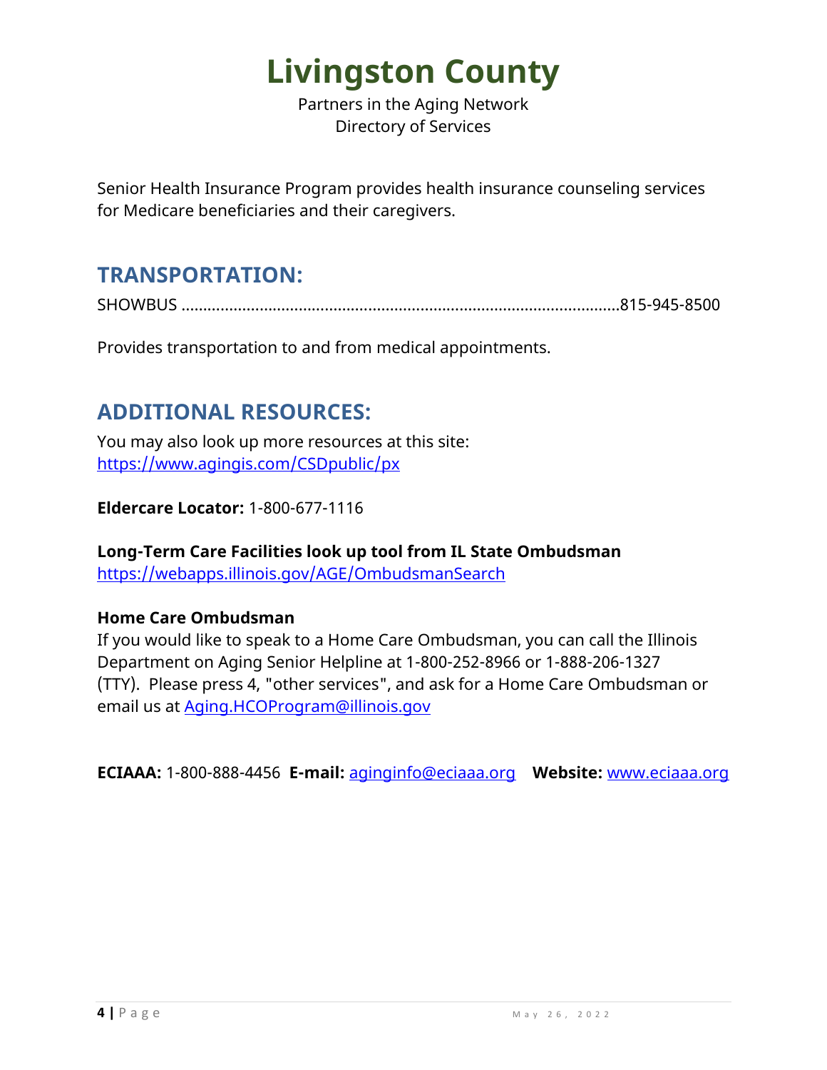# Livingston County

Partners in the Aging Network
Directory of Services

Senior Health Insurance Program provides health insurance counseling services for Medicare beneficiaries and their caregivers.

## TRANSPORTATION:

SHOWBUS ..........................................................................................815-945-8500

Provides transportation to and from medical appointments.

## ADDITIONAL RESOURCES:

You may also look up more resources at this site:
https://www.agingis.com/CSDpublic/px

**Eldercare Locator:** 1-800-677-1116

**Long-Term Care Facilities look up tool from IL State Ombudsman**
https://webapps.illinois.gov/AGE/OmbudsmanSearch

**Home Care Ombudsman**
If you would like to speak to a Home Care Ombudsman, you can call the Illinois Department on Aging Senior Helpline at 1-800-252-8966 or 1-888-206-1327 (TTY). Please press 4, "other services", and ask for a Home Care Ombudsman or email us at Aging.HCOProgram@illinois.gov

**ECIAAA:** 1-800-888-4456 **E-mail:** aginginfo@eciaaa.org **Website:** www.eciaaa.org